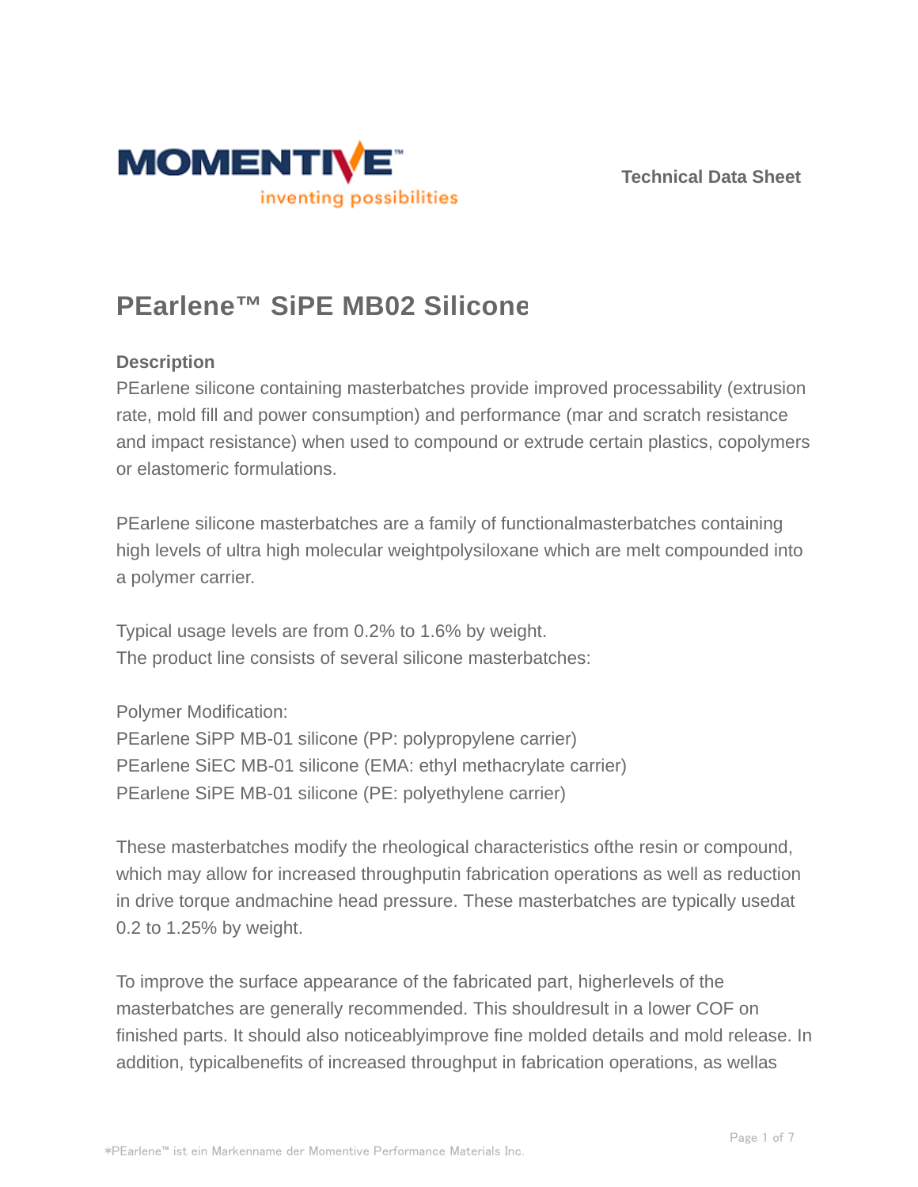Technical Data Sheet

# PEarlene™ SiPE MB02 Silicone

### Description

PEarlene silicone containing masterbatches provide improved processability (extrusion rate, mold fill and power consumption) and performance (mar and scratch resistance and impact resistance) when used to compound or extrude certain plastics, copolymers or elastomeric formulations.

PEarlene silicone masterbatches are a family of functionalmasterbatches containing high levels of ultra high molecular weightpolysiloxane which are melt compounded into a polymer carrier.

Typical usage levels are from 0.2% to 1.6% by weight.
The product line consists of several silicone masterbatches:

Polymer Modification:
PEarlene SiPP MB-01 silicone (PP: polypropylene carrier)
PEarlene SiEC MB-01 silicone (EMA: ethyl methacrylate carrier)
PEarlene SiPE MB-01 silicone (PE: polyethylene carrier)

These masterbatches modify the rheological characteristics ofthe resin or compound, which may allow for increased throughputin fabrication operations as well as reduction in drive torque andmachine head pressure. These masterbatches are typically usedat 0.2 to 1.25% by weight.

To improve the surface appearance of the fabricated part, higherlevels of the masterbatches are generally recommended. This shouldresult in a lower COF on finished parts. It should also noticeablyimprove fine molded details and mold release. In addition, typicalbenefits of increased throughput in fabrication operations, as wellas

*PEarlene™ ist ein Markenname der Momentive Performance Materials Inc.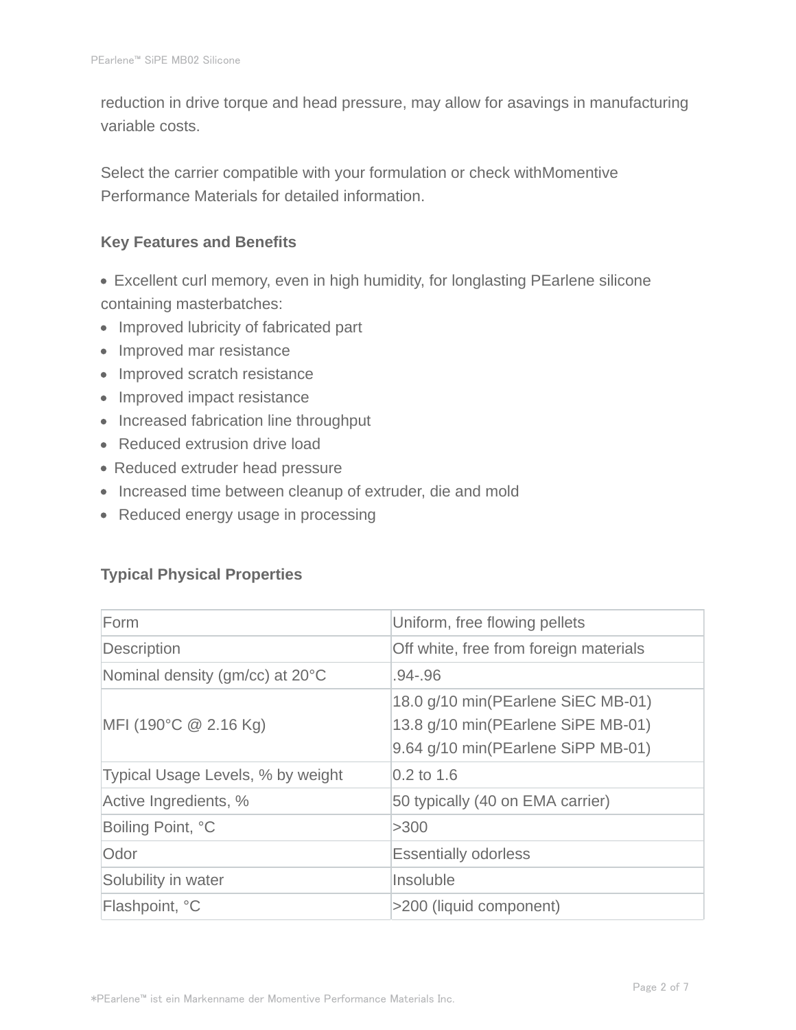reduction in drive torque and head pressure, may allow for asavings in manufacturing variable costs.

Select the carrier compatible with your formulation or check withMomentive Performance Materials for detailed information.

### Key Features and Benefits

- Excellent curl memory, even in high humidity, for longlasting PEarlene silicone containing masterbatches:
- Improved lubricity of fabricated part
- Improved mar resistance
- Improved scratch resistance
- Improved impact resistance
- Increased fabrication line throughput
- Reduced extrusion drive load
- Reduced extruder head pressure
- Increased time between cleanup of extruder, die and mold
- Reduced energy usage in processing

### Typical Physical Properties

| Form | Uniform, free flowing pellets |
|---|---|
| Description | Off white, free from foreign materials |
| Nominal density (gm/cc) at 20°C | .94-.96 |
| MFI (190°C @ 2.16 Kg) | 18.0 g/10 min(PEarlene SiEC MB-01)<br>13.8 g/10 min(PEarlene SiPE MB-01)<br>9.64 g/10 min(PEarlene SiPP MB-01) |
| Typical Usage Levels, % by weight | 0.2 to 1.6 |
| Active Ingredients, % | 50 typically (40 on EMA carrier) |
| Boiling Point, °C | >300 |
| Odor | Essentially odorless |
| Solubility in water | Insoluble |
| Flashpoint, °C | >200 (liquid component) |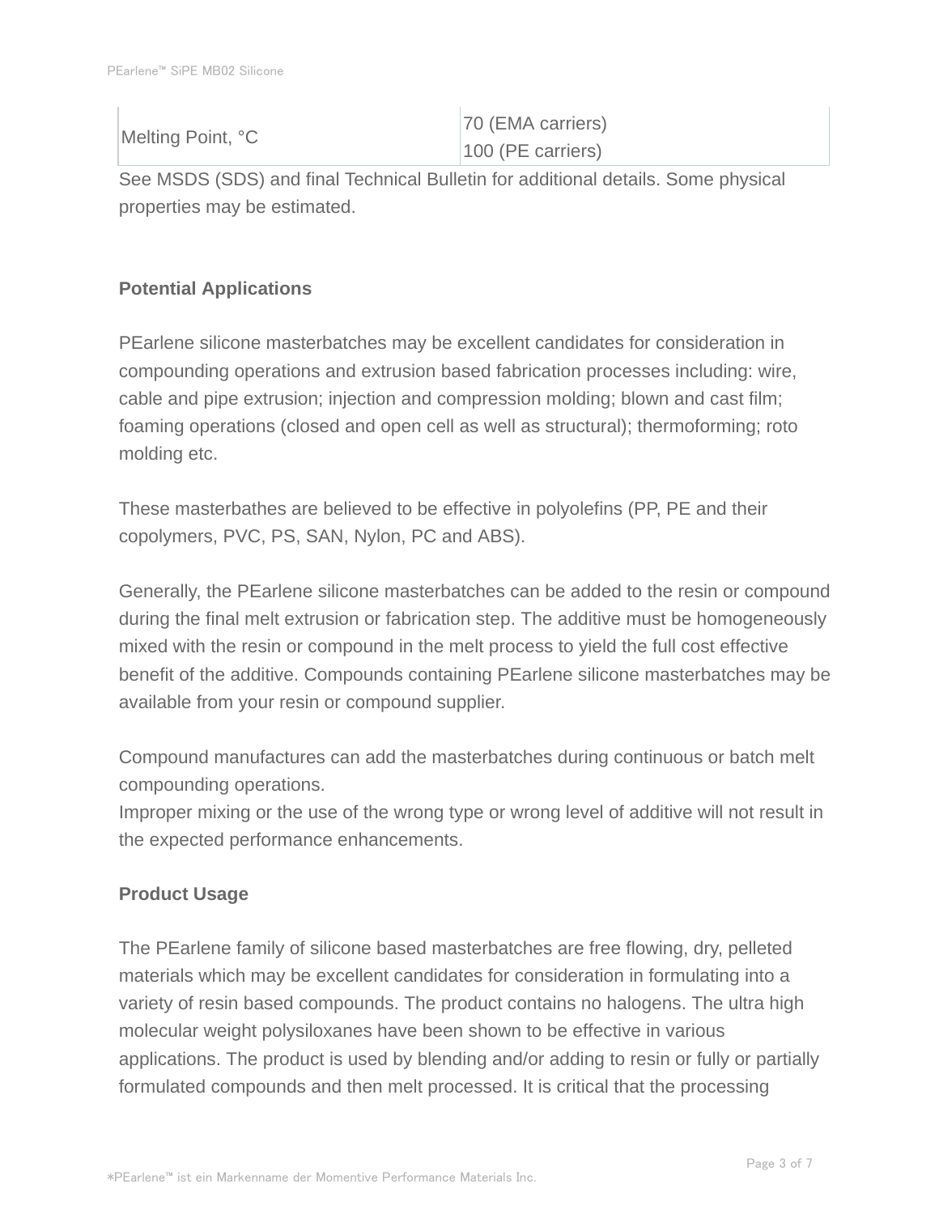| Melting Point, °C | 70 (EMA carriers)<br>100 (PE carriers) |
|---|---|

See MSDS (SDS) and final Technical Bulletin for additional details. Some physical properties may be estimated.

**Potential Applications**

PEarlene silicone masterbatches may be excellent candidates for consideration in compounding operations and extrusion based fabrication processes including: wire, cable and pipe extrusion; injection and compression molding; blown and cast film; foaming operations (closed and open cell as well as structural); thermoforming; roto molding etc.

These masterbathes are believed to be effective in polyolefins (PP, PE and their copolymers, PVC, PS, SAN, Nylon, PC and ABS).

Generally, the PEarlene silicone masterbatches can be added to the resin or compound during the final melt extrusion or fabrication step. The additive must be homogeneously mixed with the resin or compound in the melt process to yield the full cost effective benefit of the additive. Compounds containing PEarlene silicone masterbatches may be available from your resin or compound supplier.

Compound manufactures can add the masterbatches during continuous or batch melt compounding operations.
Improper mixing or the use of the wrong type or wrong level of additive will not result in the expected performance enhancements.

**Product Usage**

The PEarlene family of silicone based masterbatches are free flowing, dry, pelleted materials which may be excellent candidates for consideration in formulating into a variety of resin based compounds. The product contains no halogens. The ultra high molecular weight polysiloxanes have been shown to be effective in various applications. The product is used by blending and/or adding to resin or fully or partially formulated compounds and then melt processed. It is critical that the processing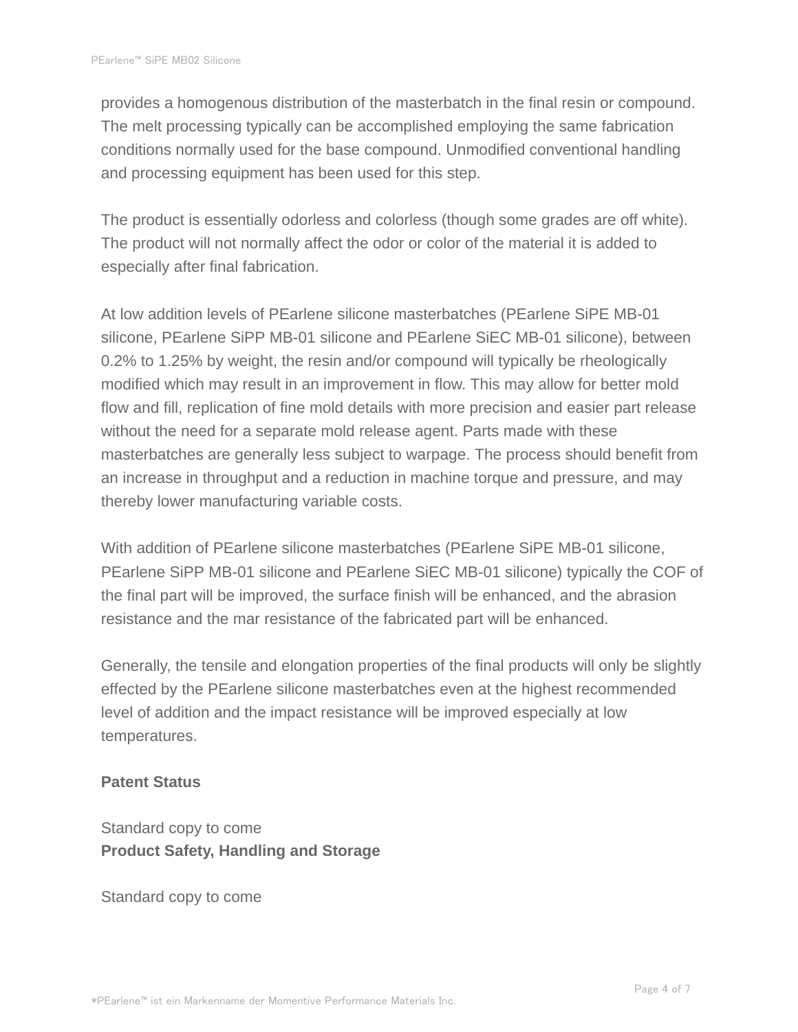provides a homogenous distribution of the masterbatch in the final resin or compound. The melt processing typically can be accomplished employing the same fabrication conditions normally used for the base compound. Unmodified conventional handling and processing equipment has been used for this step.

The product is essentially odorless and colorless (though some grades are off white). The product will not normally affect the odor or color of the material it is added to especially after final fabrication.

At low addition levels of PEarlene silicone masterbatches (PEarlene SiPE MB-01 silicone, PEarlene SiPP MB-01 silicone and PEarlene SiEC MB-01 silicone), between 0.2% to 1.25% by weight, the resin and/or compound will typically be rheologically modified which may result in an improvement in flow. This may allow for better mold flow and fill, replication of fine mold details with more precision and easier part release without the need for a separate mold release agent. Parts made with these masterbatches are generally less subject to warpage. The process should benefit from an increase in throughput and a reduction in machine torque and pressure, and may thereby lower manufacturing variable costs.

With addition of PEarlene silicone masterbatches (PEarlene SiPE MB-01 silicone, PEarlene SiPP MB-01 silicone and PEarlene SiEC MB-01 silicone) typically the COF of the final part will be improved, the surface finish will be enhanced, and the abrasion resistance and the mar resistance of the fabricated part will be enhanced.

Generally, the tensile and elongation properties of the final products will only be slightly effected by the PEarlene silicone masterbatches even at the highest recommended level of addition and the impact resistance will be improved especially at low temperatures.

**Patent Status**

Standard copy to come

**Product Safety, Handling and Storage**

Standard copy to come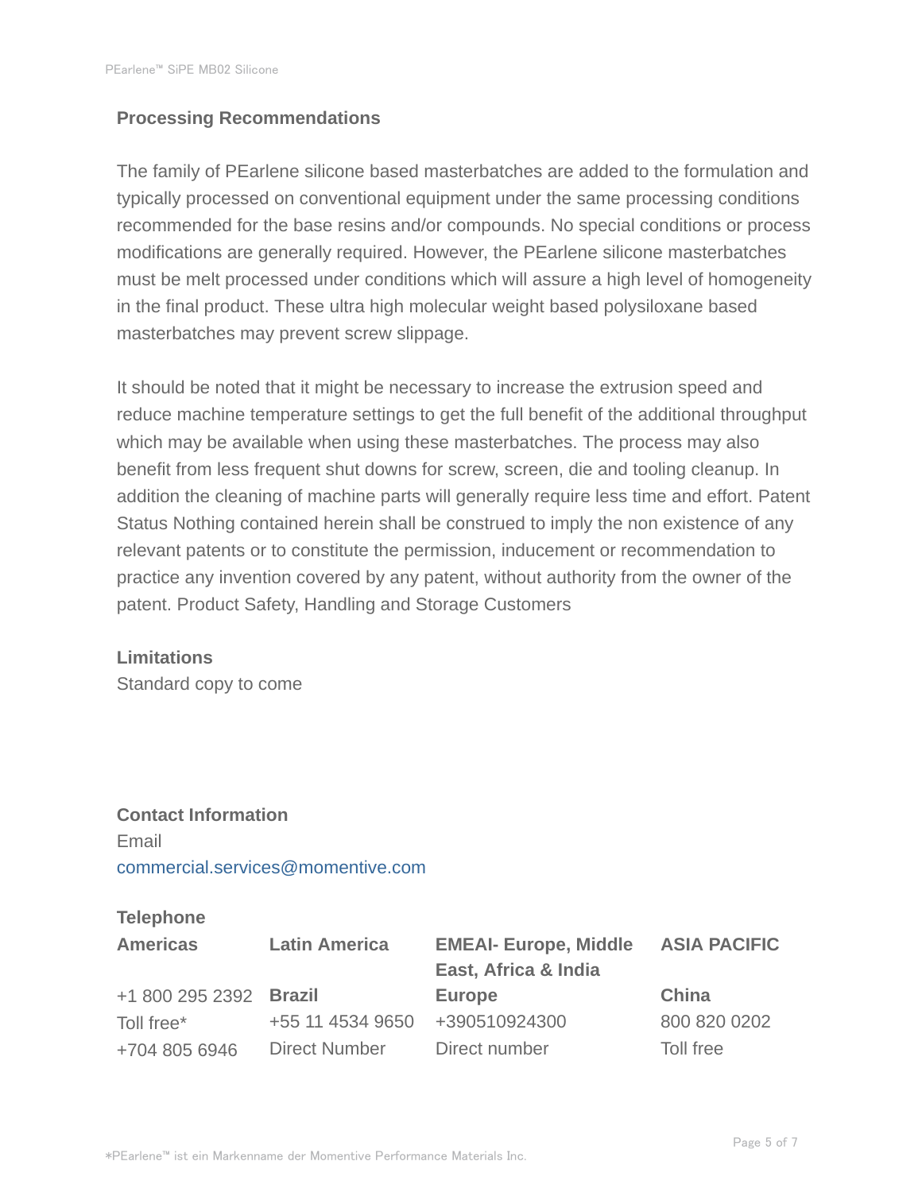### Processing Recommendations

The family of PEarlene silicone based masterbatches are added to the formulation and typically processed on conventional equipment under the same processing conditions recommended for the base resins and/or compounds. No special conditions or process modifications are generally required. However, the PEarlene silicone masterbatches must be melt processed under conditions which will assure a high level of homogeneity in the final product. These ultra high molecular weight based polysiloxane based masterbatches may prevent screw slippage.

It should be noted that it might be necessary to increase the extrusion speed and reduce machine temperature settings to get the full benefit of the additional throughput which may be available when using these masterbatches. The process may also benefit from less frequent shut downs for screw, screen, die and tooling cleanup. In addition the cleaning of machine parts will generally require less time and effort. Patent Status Nothing contained herein shall be construed to imply the non existence of any relevant patents or to constitute the permission, inducement or recommendation to practice any invention covered by any patent, without authority from the owner of the patent. Product Safety, Handling and Storage Customers

### Limitations

Standard copy to come

### Contact Information

Email
commercial.services@momentive.com

**Telephone**

| Americas | Latin America | EMEAI- Europe, Middle East, Africa & India | ASIA PACIFIC |
|---|---|---|---|
| +1 800 295 2392 | **Brazil** | **Europe** | **China** |
| Toll free* | +55 11 4534 9650 | +390510924300 | 800 820 0202 |
| +704 805 6946 | Direct Number | Direct number | Toll free |

*PEarlene™ ist ein Markenname der Momentive Performance Materials Inc.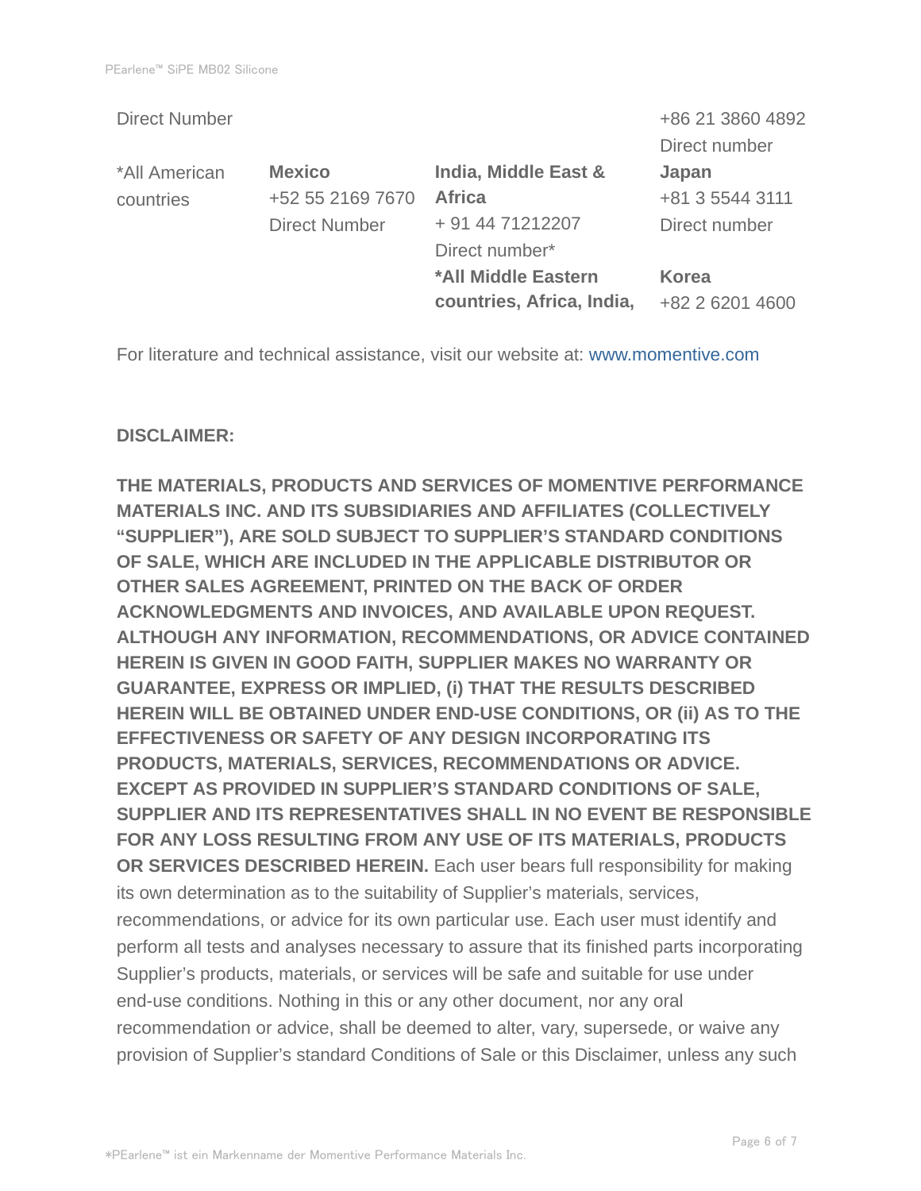| Direct Number | | | +86 21 3860 4892<br>Direct number |
|---|---|---|---|
| *All American countries | **Mexico**<br>+52 55 2169 7670<br>Direct Number | **India, Middle East & Africa**<br>+ 91 44 71212207<br>Direct number*<br>***All Middle Eastern countries, Africa, India,** | **Japan**<br>+81 3 5544 3111<br>Direct number<br><br>**Korea**<br>+82 2 6201 4600 |

For literature and technical assistance, visit our website at: www.momentive.com

**DISCLAIMER:**

**THE MATERIALS, PRODUCTS AND SERVICES OF MOMENTIVE PERFORMANCE MATERIALS INC. AND ITS SUBSIDIARIES AND AFFILIATES (COLLECTIVELY "SUPPLIER"), ARE SOLD SUBJECT TO SUPPLIER'S STANDARD CONDITIONS OF SALE, WHICH ARE INCLUDED IN THE APPLICABLE DISTRIBUTOR OR OTHER SALES AGREEMENT, PRINTED ON THE BACK OF ORDER ACKNOWLEDGMENTS AND INVOICES, AND AVAILABLE UPON REQUEST. ALTHOUGH ANY INFORMATION, RECOMMENDATIONS, OR ADVICE CONTAINED HEREIN IS GIVEN IN GOOD FAITH, SUPPLIER MAKES NO WARRANTY OR GUARANTEE, EXPRESS OR IMPLIED, (i) THAT THE RESULTS DESCRIBED HEREIN WILL BE OBTAINED UNDER END-USE CONDITIONS, OR (ii) AS TO THE EFFECTIVENESS OR SAFETY OF ANY DESIGN INCORPORATING ITS PRODUCTS, MATERIALS, SERVICES, RECOMMENDATIONS OR ADVICE. EXCEPT AS PROVIDED IN SUPPLIER'S STANDARD CONDITIONS OF SALE, SUPPLIER AND ITS REPRESENTATIVES SHALL IN NO EVENT BE RESPONSIBLE FOR ANY LOSS RESULTING FROM ANY USE OF ITS MATERIALS, PRODUCTS OR SERVICES DESCRIBED HEREIN.** Each user bears full responsibility for making its own determination as to the suitability of Supplier's materials, services, recommendations, or advice for its own particular use. Each user must identify and perform all tests and analyses necessary to assure that its finished parts incorporating Supplier's products, materials, or services will be safe and suitable for use under end-use conditions. Nothing in this or any other document, nor any oral recommendation or advice, shall be deemed to alter, vary, supersede, or waive any provision of Supplier's standard Conditions of Sale or this Disclaimer, unless any such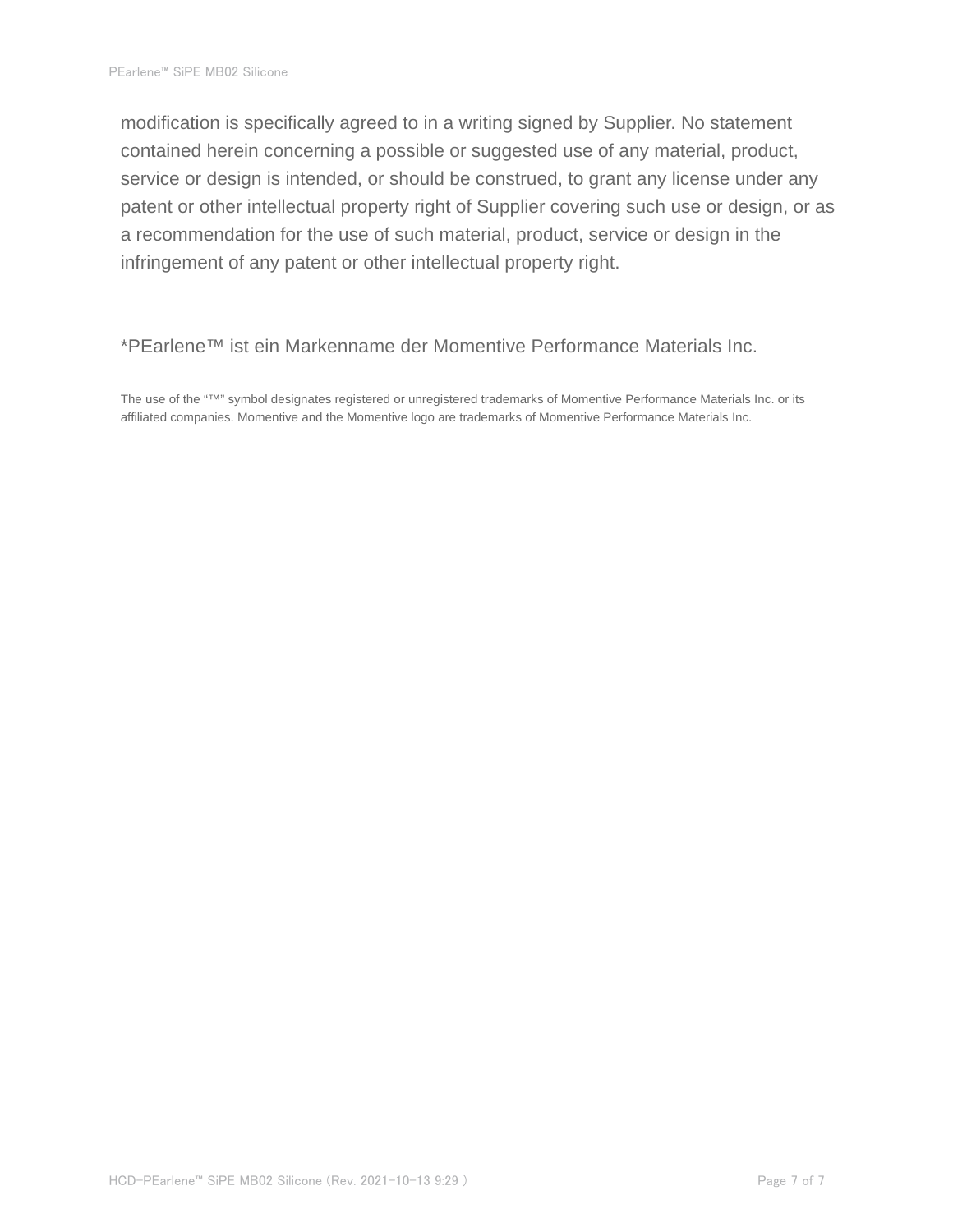modification is specifically agreed to in a writing signed by Supplier. No statement contained herein concerning a possible or suggested use of any material, product, service or design is intended, or should be construed, to grant any license under any patent or other intellectual property right of Supplier covering such use or design, or as a recommendation for the use of such material, product, service or design in the infringement of any patent or other intellectual property right.

*PEarlene™ ist ein Markenname der Momentive Performance Materials Inc.

The use of the "™" symbol designates registered or unregistered trademarks of Momentive Performance Materials Inc. or its affiliated companies. Momentive and the Momentive logo are trademarks of Momentive Performance Materials Inc.